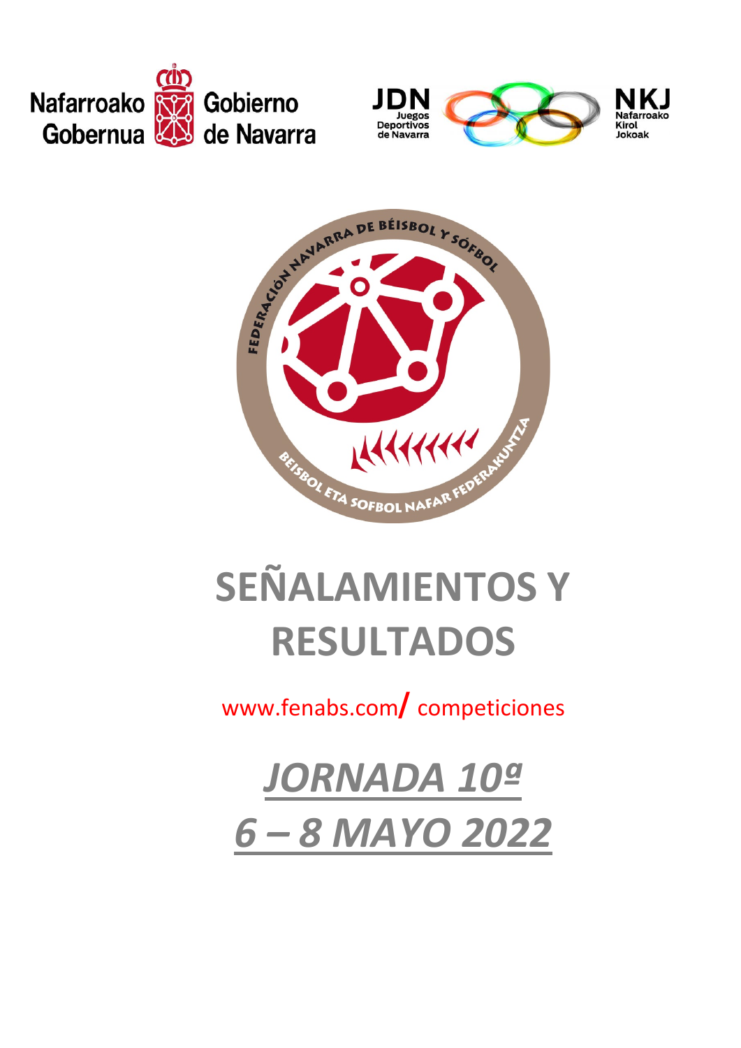Nafarroako Gobernua | Gobierno de Navarra

JDN Juegos Deportivos de Navarra | NKJ Nafarroako Kirol Jokoak

FEDERACIÓN NAVARRA DE BÉISBOL Y SÓFBOL

BEISBOL ETA SOFBOL NAFAR FEDERAKUNTZA

# SEÑALAMIENTOS Y RESULTADOS

www.fenabs.com/ competiciones

## *JORNADA 10ª*
## *6 – 8 MAYO 2022*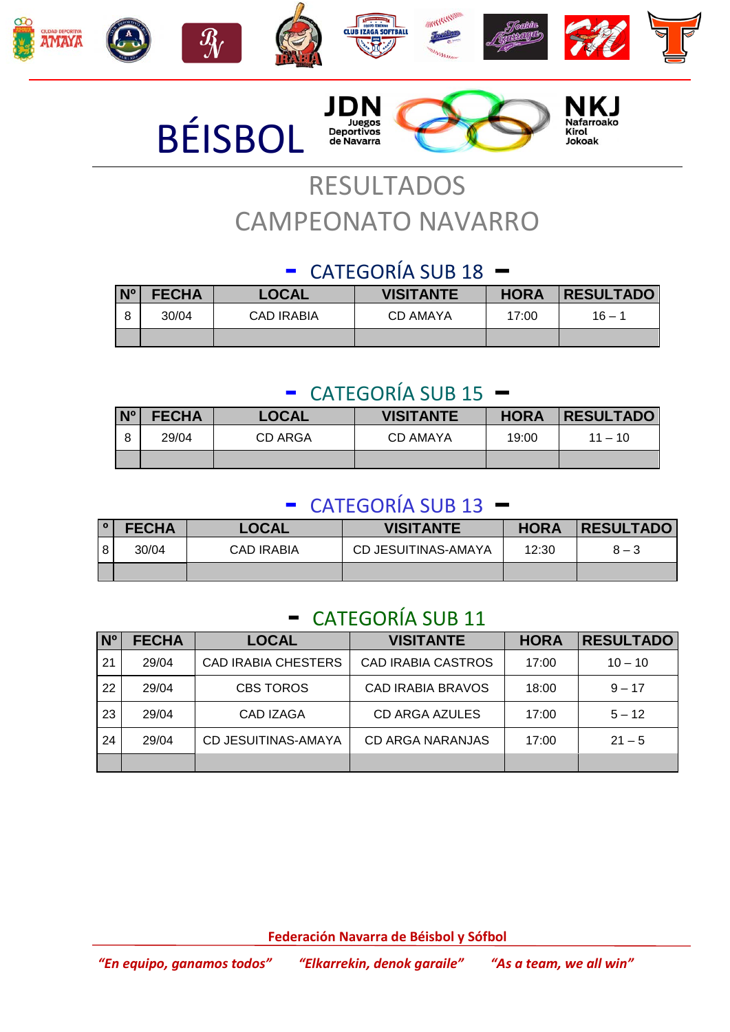# BÉISBOL

JDN Juegos Deportivos de Navarra

NKJ Nafarroako Kirol Jokoak

## RESULTADOS
## CAMPEONATO NAVARRO

### - CATEGORÍA SUB 18 -

| Nº | FECHA | LOCAL | VISITANTE | HORA | RESULTADO |
|---|---|---|---|---|---|
| 8 | 30/04 | CAD IRABIA | CD AMAYA | 17:00 | 16 – 1 |
| | | | | | |

### - CATEGORÍA SUB 15 -

| Nº | FECHA | LOCAL | VISITANTE | HORA | RESULTADO |
|---|---|---|---|---|---|
| 8 | 29/04 | CD ARGA | CD AMAYA | 19:00 | 11 – 10 |
| | | | | | |

### - CATEGORÍA SUB 13 -

| º | FECHA | LOCAL | VISITANTE | HORA | RESULTADO |
|---|---|---|---|---|---|
| 8 | 30/04 | CAD IRABIA | CD JESUITINAS-AMAYA | 12:30 | 8 – 3 |
| | | | | | |

### - CATEGORÍA SUB 11

| Nº | FECHA | LOCAL | VISITANTE | HORA | RESULTADO |
|---|---|---|---|---|---|
| 21 | 29/04 | CAD IRABIA CHESTERS | CAD IRABIA CASTROS | 17:00 | 10 – 10 |
| 22 | 29/04 | CBS TOROS | CAD IRABIA BRAVOS | 18:00 | 9 – 17 |
| 23 | 29/04 | CAD IZAGA | CD ARGA AZULES | 17:00 | 5 – 12 |
| 24 | 29/04 | CD JESUITINAS-AMAYA | CD ARGA NARANJAS | 17:00 | 21 – 5 |
| | | | | | |

**Federación Navarra de Béisbol y Sófbol**

*"En equipo, ganamos todos"* *"Elkarrekin, denok garaile"* *"As a team, we all win"*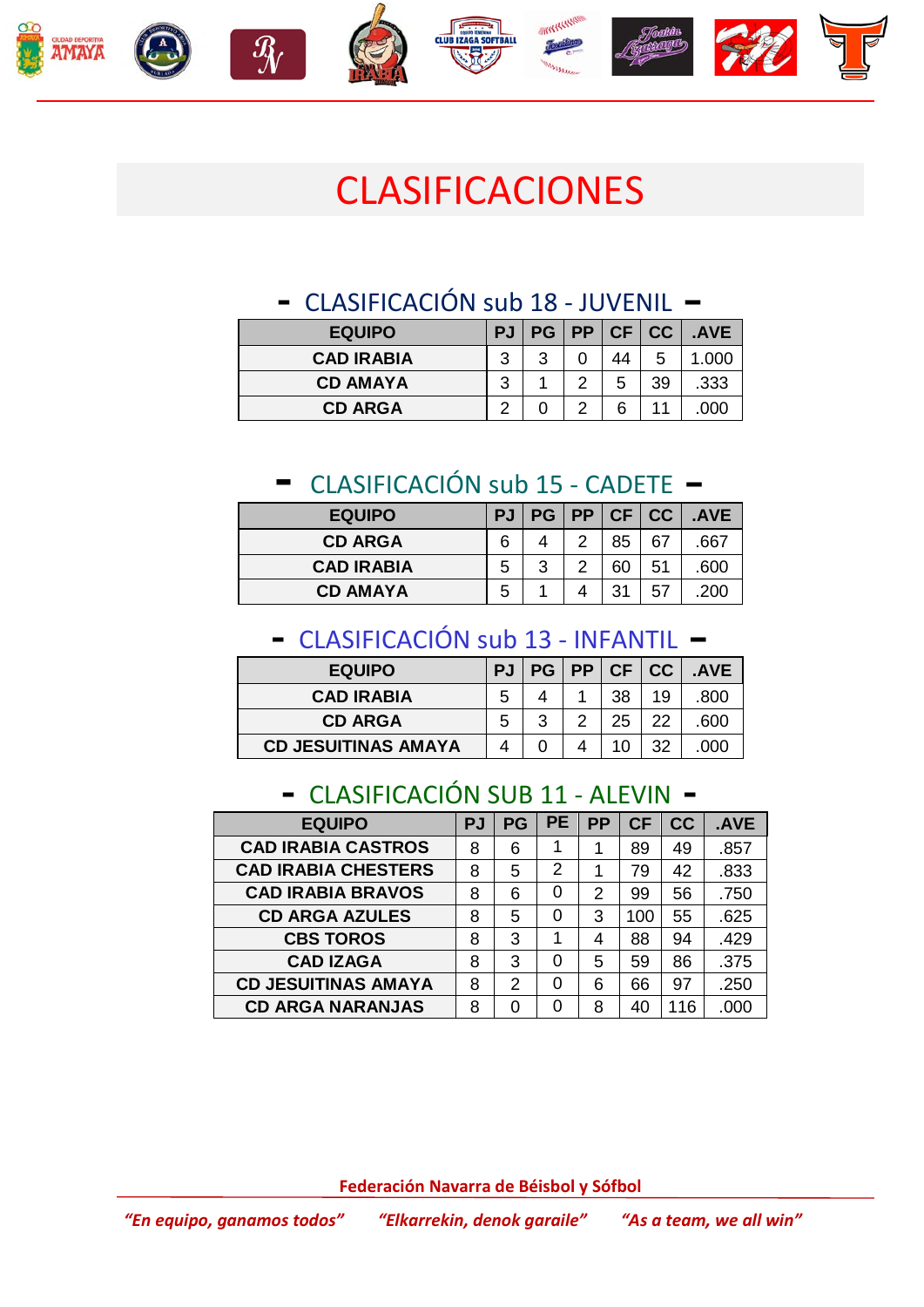# CLASIFICACIONES

## - CLASIFICACIÓN sub 18 - JUVENIL -

| EQUIPO | PJ | PG | PP | CF | CC | .AVE |
|---|---|---|---|---|---|---|
| CAD IRABIA | 3 | 3 | 0 | 44 | 5 | 1.000 |
| CD AMAYA | 3 | 1 | 2 | 5 | 39 | .333 |
| CD ARGA | 2 | 0 | 2 | 6 | 11 | .000 |

## - CLASIFICACIÓN sub 15 - CADETE -

| EQUIPO | PJ | PG | PP | CF | CC | .AVE |
|---|---|---|---|---|---|---|
| CD ARGA | 6 | 4 | 2 | 85 | 67 | .667 |
| CAD IRABIA | 5 | 3 | 2 | 60 | 51 | .600 |
| CD AMAYA | 5 | 1 | 4 | 31 | 57 | .200 |

## - CLASIFICACIÓN sub 13 - INFANTIL -

| EQUIPO | PJ | PG | PP | CF | CC | .AVE |
|---|---|---|---|---|---|---|
| CAD IRABIA | 5 | 4 | 1 | 38 | 19 | .800 |
| CD ARGA | 5 | 3 | 2 | 25 | 22 | .600 |
| CD JESUITINAS AMAYA | 4 | 0 | 4 | 10 | 32 | .000 |

## - CLASIFICACIÓN SUB 11 - ALEVIN -

| EQUIPO | PJ | PG | PE | PP | CF | CC | .AVE |
|---|---|---|---|---|---|---|---|
| CAD IRABIA CASTROS | 8 | 6 | 1 | 1 | 89 | 49 | .857 |
| CAD IRABIA CHESTERS | 8 | 5 | 2 | 1 | 79 | 42 | .833 |
| CAD IRABIA BRAVOS | 8 | 6 | 0 | 2 | 99 | 56 | .750 |
| CD ARGA AZULES | 8 | 5 | 0 | 3 | 100 | 55 | .625 |
| CBS TOROS | 8 | 3 | 1 | 4 | 88 | 94 | .429 |
| CAD IZAGA | 8 | 3 | 0 | 5 | 59 | 86 | .375 |
| CD JESUITINAS AMAYA | 8 | 2 | 0 | 6 | 66 | 97 | .250 |
| CD ARGA NARANJAS | 8 | 0 | 0 | 8 | 40 | 116 | .000 |

**Federación Navarra de Béisbol y Sófbol**

*"En equipo, ganamos todos"* *"Elkarrekin, denok garaile"* *"As a team, we all win"*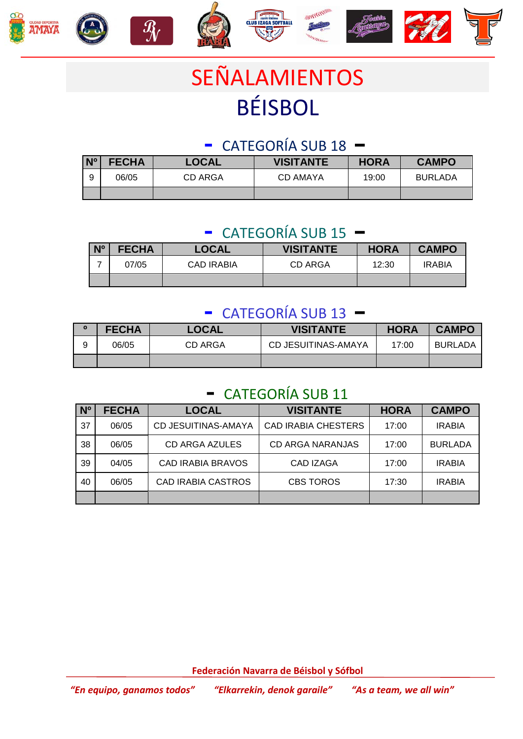# SEÑALAMIENTOS

# BÉISBOL

## - CATEGORÍA SUB 18 -

| Nº | FECHA | LOCAL | VISITANTE | HORA | CAMPO |
|---|---|---|---|---|---|
| 9 | 06/05 | CD ARGA | CD AMAYA | 19:00 | BURLADA |
| | | | | | |

## - CATEGORÍA SUB 15 -

| Nº | FECHA | LOCAL | VISITANTE | HORA | CAMPO |
|---|---|---|---|---|---|
| 7 | 07/05 | CAD IRABIA | CD ARGA | 12:30 | IRABIA |
| | | | | | |

## - CATEGORÍA SUB 13 -

| º | FECHA | LOCAL | VISITANTE | HORA | CAMPO |
|---|---|---|---|---|---|
| 9 | 06/05 | CD ARGA | CD JESUITINAS-AMAYA | 17:00 | BURLADA |
| | | | | | |

## - CATEGORÍA SUB 11

| Nº | FECHA | LOCAL | VISITANTE | HORA | CAMPO |
|---|---|---|---|---|---|
| 37 | 06/05 | CD JESUITINAS-AMAYA | CAD IRABIA CHESTERS | 17:00 | IRABIA |
| 38 | 06/05 | CD ARGA AZULES | CD ARGA NARANJAS | 17:00 | BURLADA |
| 39 | 04/05 | CAD IRABIA BRAVOS | CAD IZAGA | 17:00 | IRABIA |
| 40 | 06/05 | CAD IRABIA CASTROS | CBS TOROS | 17:30 | IRABIA |
| | | | | | |

**Federación Navarra de Béisbol y Sófbol**

*"En equipo, ganamos todos"* *"Elkarrekin, denok garaile"* *"As a team, we all win"*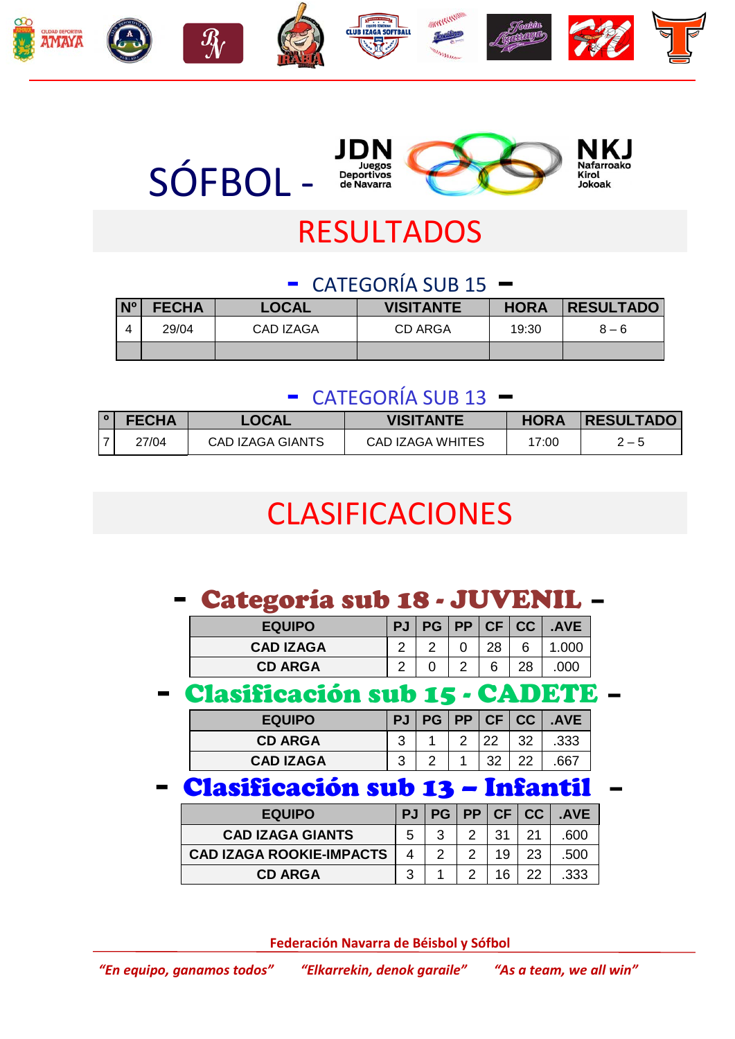# SÓFBOL - JDN Juegos Deportivos de Navarra / NKJ Nafarroako Kirol Jokoak

## RESULTADOS

### - CATEGORÍA SUB 15 -

| Nº | FECHA | LOCAL | VISITANTE | HORA | RESULTADO |
|---|---|---|---|---|---|
| 4 | 29/04 | CAD IZAGA | CD ARGA | 19:30 | 8 – 6 |
| | | | | | |

### - CATEGORÍA SUB 13 -

| º | FECHA | LOCAL | VISITANTE | HORA | RESULTADO |
|---|---|---|---|---|---|
| 7 | 27/04 | CAD IZAGA GIANTS | CAD IZAGA WHITES | 17:00 | 2 – 5 |

## CLASIFICACIONES

### - Categoría sub 18 - JUVENIL -

| EQUIPO | PJ | PG | PP | CF | CC | .AVE |
|---|---|---|---|---|---|---|
| CAD IZAGA | 2 | 2 | 0 | 28 | 6 | 1.000 |
| CD ARGA | 2 | 0 | 2 | 6 | 28 | .000 |

### - Clasificación sub 15 - CADETE -

| EQUIPO | PJ | PG | PP | CF | CC | .AVE |
|---|---|---|---|---|---|---|
| CD ARGA | 3 | 1 | 2 | 22 | 32 | .333 |
| CAD IZAGA | 3 | 2 | 1 | 32 | 22 | .667 |

### - Clasificación sub 13 – Infantil -

| EQUIPO | PJ | PG | PP | CF | CC | .AVE |
|---|---|---|---|---|---|---|
| CAD IZAGA GIANTS | 5 | 3 | 2 | 31 | 21 | .600 |
| CAD IZAGA ROOKIE-IMPACTS | 4 | 2 | 2 | 19 | 23 | .500 |
| CD ARGA | 3 | 1 | 2 | 16 | 22 | .333 |

**Federación Navarra de Béisbol y Sófbol**

*"En equipo, ganamos todos"* *"Elkarrekin, denok garaile"* *"As a team, we all win"*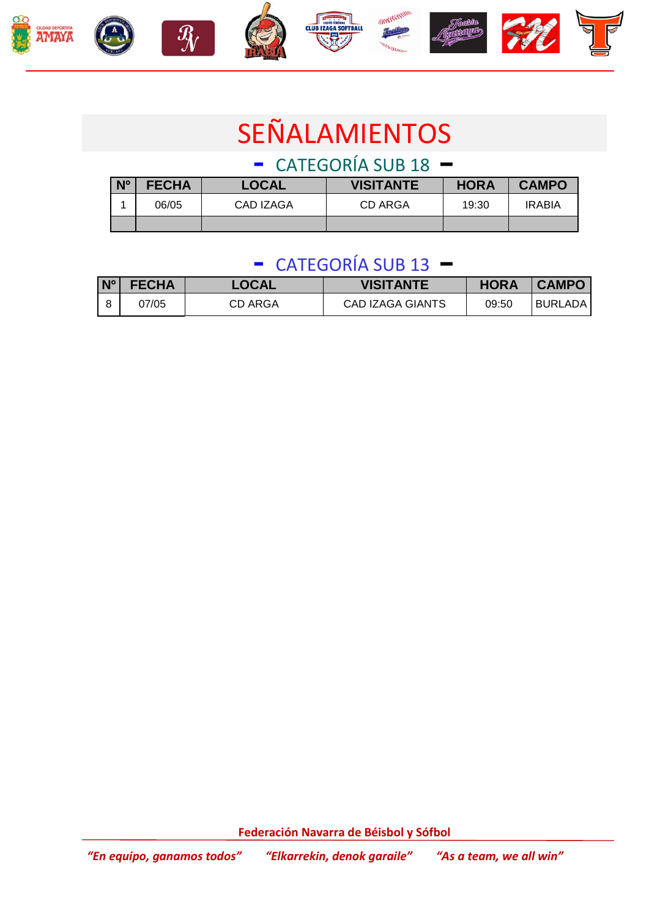# SEÑALAMIENTOS

## - CATEGORÍA SUB 18 -

| Nº | FECHA | LOCAL | VISITANTE | HORA | CAMPO |
|---|---|---|---|---|---|
| 1 | 06/05 | CAD IZAGA | CD ARGA | 19:30 | IRABIA |
| | | | | | |

## - CATEGORÍA SUB 13 -

| Nº | FECHA | LOCAL | VISITANTE | HORA | CAMPO |
|---|---|---|---|---|---|
| 8 | 07/05 | CD ARGA | CAD IZAGA GIANTS | 09:50 | BURLADA |

**Federación Navarra de Béisbol y Sófbol**

*"En equipo, ganamos todos"* *"Elkarrekin, denok garaile"* *"As a team, we all win"*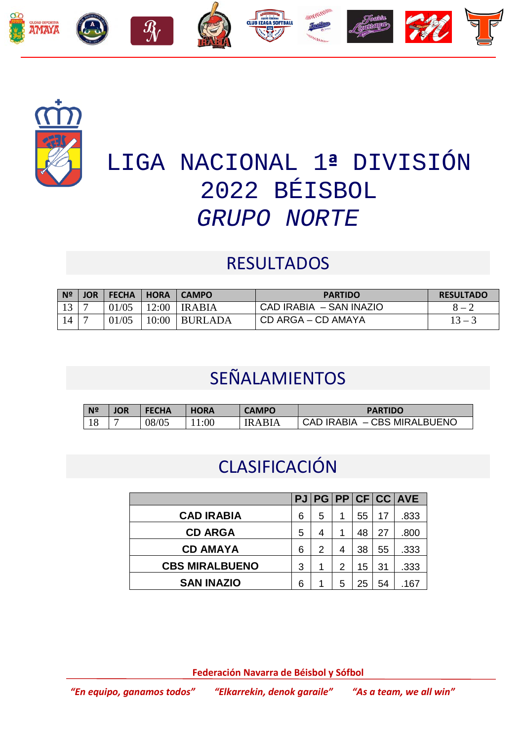# LIGA NACIONAL 1ª DIVISIÓN 2022 BÉISBOL

# *GRUPO NORTE*

## RESULTADOS

| Nº | JOR | FECHA | HORA | CAMPO | PARTIDO | RESULTADO |
|---|---|---|---|---|---|---|
| 13 | 7 | 01/05 | 12:00 | IRABIA | CAD IRABIA – SAN INAZIO | 8 – 2 |
| 14 | 7 | 01/05 | 10:00 | BURLADA | CD ARGA – CD AMAYA | 13 – 3 |

## SEÑALAMIENTOS

| Nº | JOR | FECHA | HORA | CAMPO | PARTIDO |
|---|---|---|---|---|---|
| 18 | 7 | 08/05 | 11:00 | IRABIA | CAD IRABIA – CBS MIRALBUENO |

## CLASIFICACIÓN

| | PJ | PG | PP | CF | CC | AVE |
|---|---|---|---|---|---|---|
| **CAD IRABIA** | 6 | 5 | 1 | 55 | 17 | .833 |
| **CD ARGA** | 5 | 4 | 1 | 48 | 27 | .800 |
| **CD AMAYA** | 6 | 2 | 4 | 38 | 55 | .333 |
| **CBS MIRALBUENO** | 3 | 1 | 2 | 15 | 31 | .333 |
| **SAN INAZIO** | 6 | 1 | 5 | 25 | 54 | .167 |

**Federación Navarra de Béisbol y Sófbol**

*"En equipo, ganamos todos"* *"Elkarrekin, denok garaile"* *"As a team, we all win"*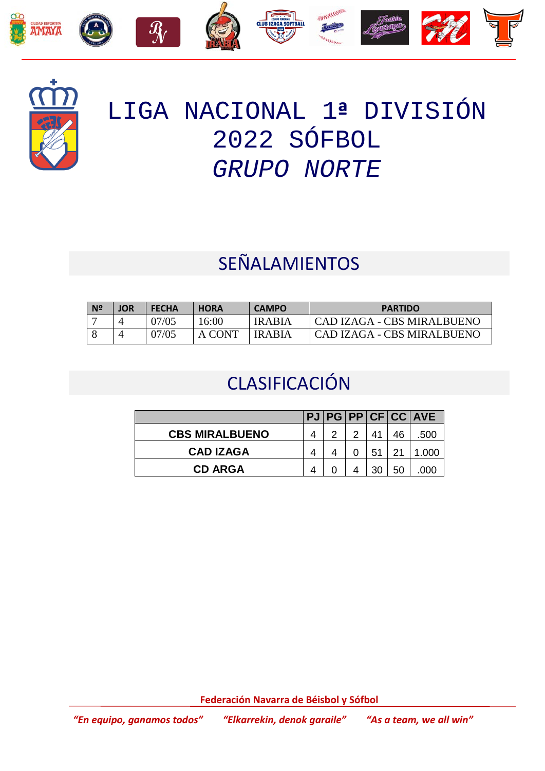# LIGA NACIONAL 1ª DIVISIÓN 2022 SÓFBOL *GRUPO NORTE*

## SEÑALAMIENTOS

| Nº | JOR | FECHA | HORA | CAMPO | PARTIDO |
|---|---|---|---|---|---|
| 7 | 4 | 07/05 | 16:00 | IRABIA | CAD IZAGA - CBS MIRALBUENO |
| 8 | 4 | 07/05 | A CONT | IRABIA | CAD IZAGA - CBS MIRALBUENO |

## CLASIFICACIÓN

| | PJ | PG | PP | CF | CC | AVE |
|---|---|---|---|---|---|---|
| **CBS MIRALBUENO** | 4 | 2 | 2 | 41 | 46 | .500 |
| **CAD IZAGA** | 4 | 4 | 0 | 51 | 21 | 1.000 |
| **CD ARGA** | 4 | 0 | 4 | 30 | 50 | .000 |

**Federación Navarra de Béisbol y Sófbol**

*"En equipo, ganamos todos"* *"Elkarrekin, denok garaile"* *"As a team, we all win"*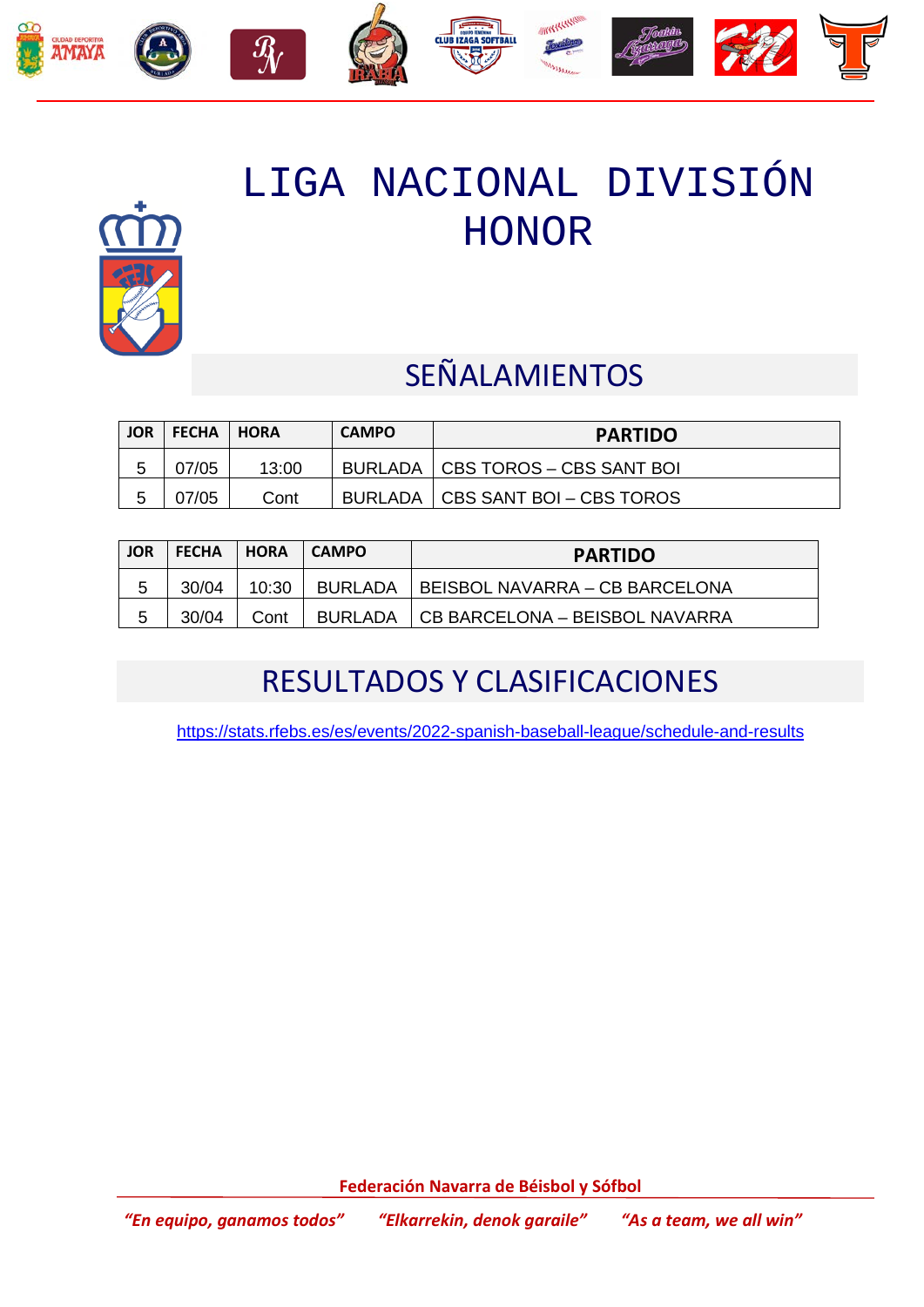# LIGA NACIONAL DIVISIÓN HONOR

## SEÑALAMIENTOS

| JOR | FECHA | HORA | CAMPO | PARTIDO |
|---|---|---|---|---|
| 5 | 07/05 | 13:00 | BURLADA | CBS TOROS – CBS SANT BOI |
| 5 | 07/05 | Cont | BURLADA | CBS SANT BOI – CBS TOROS |

| JOR | FECHA | HORA | CAMPO | PARTIDO |
|---|---|---|---|---|
| 5 | 30/04 | 10:30 | BURLADA | BEISBOL NAVARRA – CB BARCELONA |
| 5 | 30/04 | Cont | BURLADA | CB BARCELONA – BEISBOL NAVARRA |

## RESULTADOS Y CLASIFICACIONES

https://stats.rfebs.es/es/events/2022-spanish-baseball-league/schedule-and-results

**Federación Navarra de Béisbol y Sófbol**

*"En equipo, ganamos todos"* *"Elkarrekin, denok garaile"* *"As a team, we all win"*